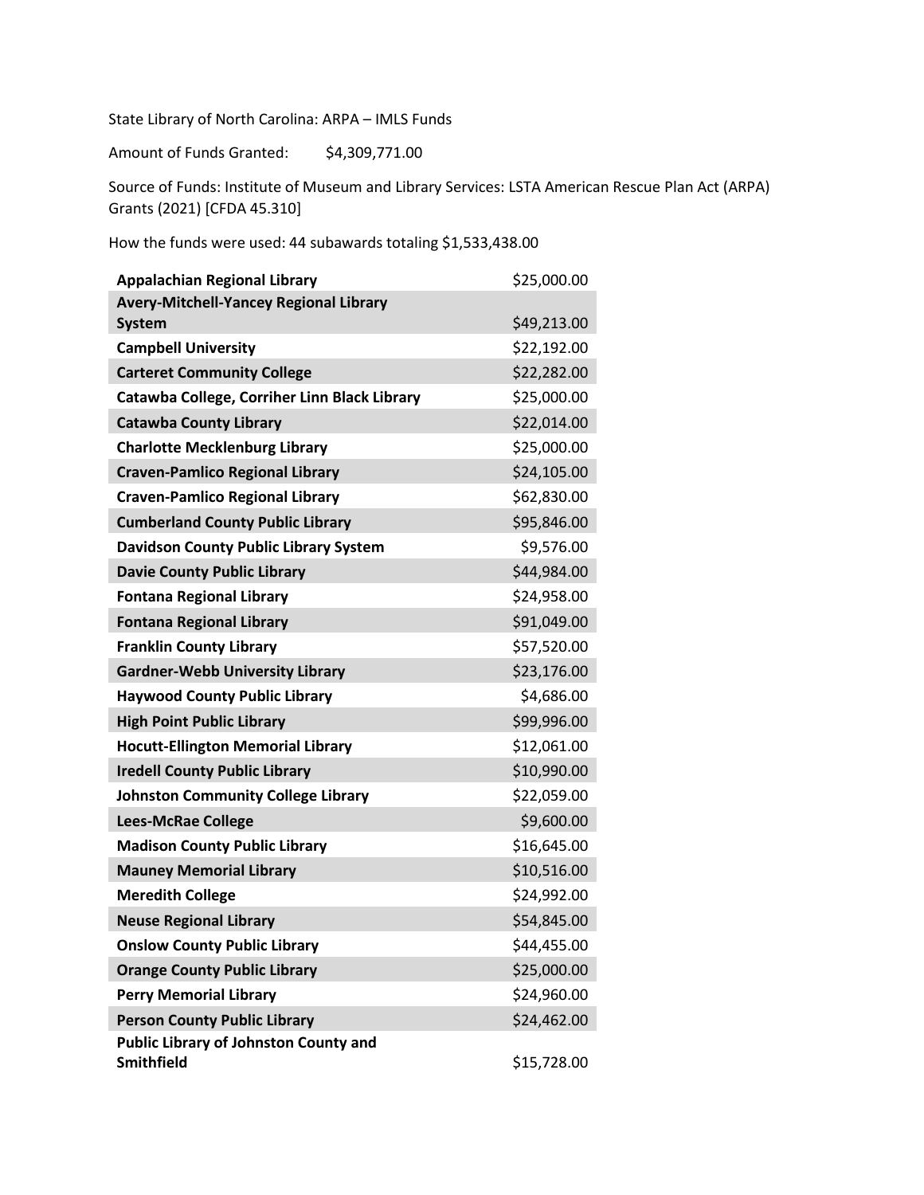State Library of North Carolina: ARPA – IMLS Funds

Amount of Funds Granted: $4,309,771.00

Source of Funds: Institute of Museum and Library Services: LSTA American Rescue Plan Act (ARPA) Grants (2021) [CFDA 45.310]

How the funds were used: 44 subawards totaling $1,533,438.00

| | |
|---|---|
| **Appalachian Regional Library** | $25,000.00 |
| **Avery-Mitchell-Yancey Regional Library System** | $49,213.00 |
| **Campbell University** | $22,192.00 |
| **Carteret Community College** | $22,282.00 |
| **Catawba College, Corriher Linn Black Library** | $25,000.00 |
| **Catawba County Library** | $22,014.00 |
| **Charlotte Mecklenburg Library** | $25,000.00 |
| **Craven-Pamlico Regional Library** | $24,105.00 |
| **Craven-Pamlico Regional Library** | $62,830.00 |
| **Cumberland County Public Library** | $95,846.00 |
| **Davidson County Public Library System** | $9,576.00 |
| **Davie County Public Library** | $44,984.00 |
| **Fontana Regional Library** | $24,958.00 |
| **Fontana Regional Library** | $91,049.00 |
| **Franklin County Library** | $57,520.00 |
| **Gardner-Webb University Library** | $23,176.00 |
| **Haywood County Public Library** | $4,686.00 |
| **High Point Public Library** | $99,996.00 |
| **Hocutt-Ellington Memorial Library** | $12,061.00 |
| **Iredell County Public Library** | $10,990.00 |
| **Johnston Community College Library** | $22,059.00 |
| **Lees-McRae College** | $9,600.00 |
| **Madison County Public Library** | $16,645.00 |
| **Mauney Memorial Library** | $10,516.00 |
| **Meredith College** | $24,992.00 |
| **Neuse Regional Library** | $54,845.00 |
| **Onslow County Public Library** | $44,455.00 |
| **Orange County Public Library** | $25,000.00 |
| **Perry Memorial Library** | $24,960.00 |
| **Person County Public Library** | $24,462.00 |
| **Public Library of Johnston County and Smithfield** | $15,728.00 |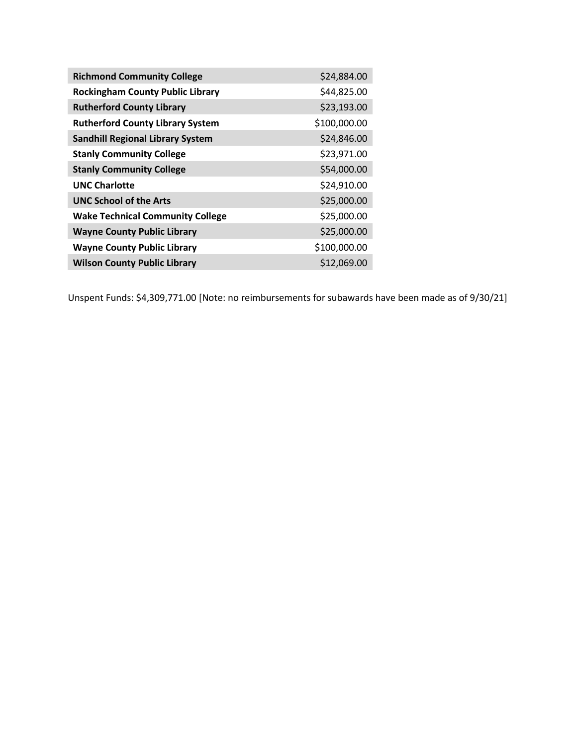| | |
|---|---|
| **Richmond Community College** | $24,884.00 |
| **Rockingham County Public Library** | $44,825.00 |
| **Rutherford County Library** | $23,193.00 |
| **Rutherford County Library System** | $100,000.00 |
| **Sandhill Regional Library System** | $24,846.00 |
| **Stanly Community College** | $23,971.00 |
| **Stanly Community College** | $54,000.00 |
| **UNC Charlotte** | $24,910.00 |
| **UNC School of the Arts** | $25,000.00 |
| **Wake Technical Community College** | $25,000.00 |
| **Wayne County Public Library** | $25,000.00 |
| **Wayne County Public Library** | $100,000.00 |
| **Wilson County Public Library** | $12,069.00 |

Unspent Funds: $4,309,771.00 [Note: no reimbursements for subawards have been made as of 9/30/21]